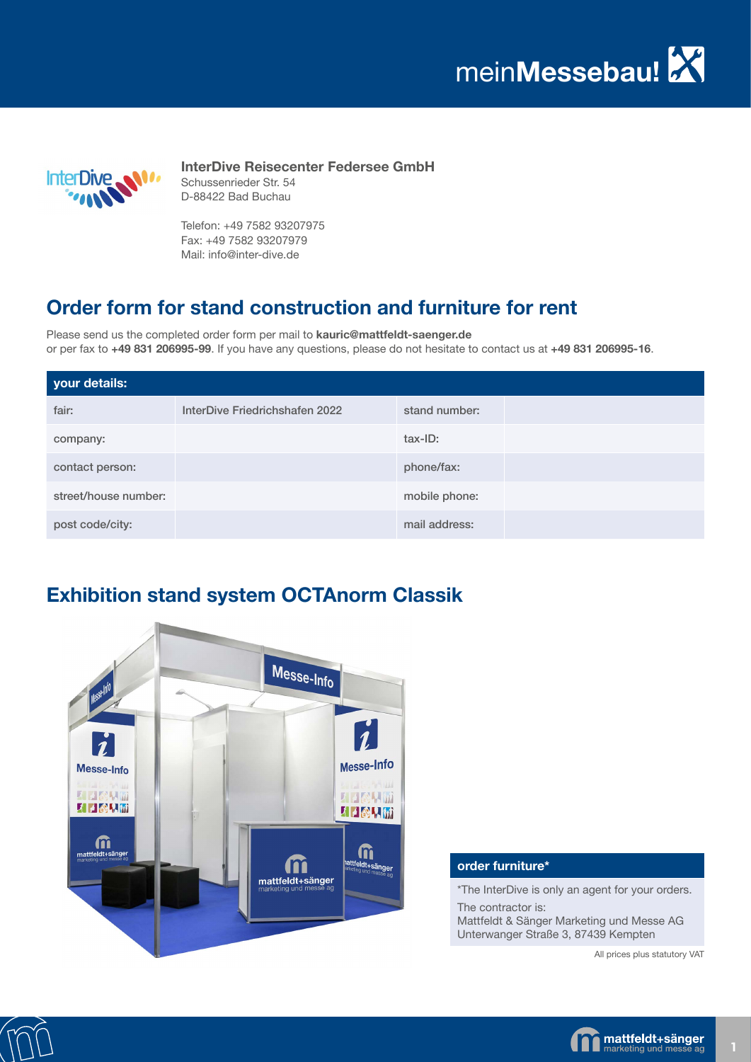**InterDive Reisecenter Federsee GmbH**
Schussenrieder Str. 54
D-88422 Bad Buchau

Telefon: +49 7582 93207975
Fax: +49 7582 93207979
Mail: info@inter-dive.de

## Order form for stand construction and furniture for rent

Please send us the completed order form per mail to **kauric@mattfeldt-saenger.de**
or per fax to **+49 831 206995-99**. If you have any questions, please do not hesitate to contact us at **+49 831 206995-16**.

| your details: | | | |
|---|---|---|---|
| fair: | InterDive Friedrichshafen 2022 | stand number: | |
| company: | | tax-ID: | |
| contact person: | | phone/fax: | |
| street/house number: | | mobile phone: | |
| post code/city: | | mail address: | |

## Exhibition stand system OCTAnorm Classik

**order furniture***

*The InterDive is only an agent for your orders.

The contractor is:
Mattfeldt & Sänger Marketing und Messe AG
Unterwanger Straße 3, 87439 Kempten

All prices plus statutory VAT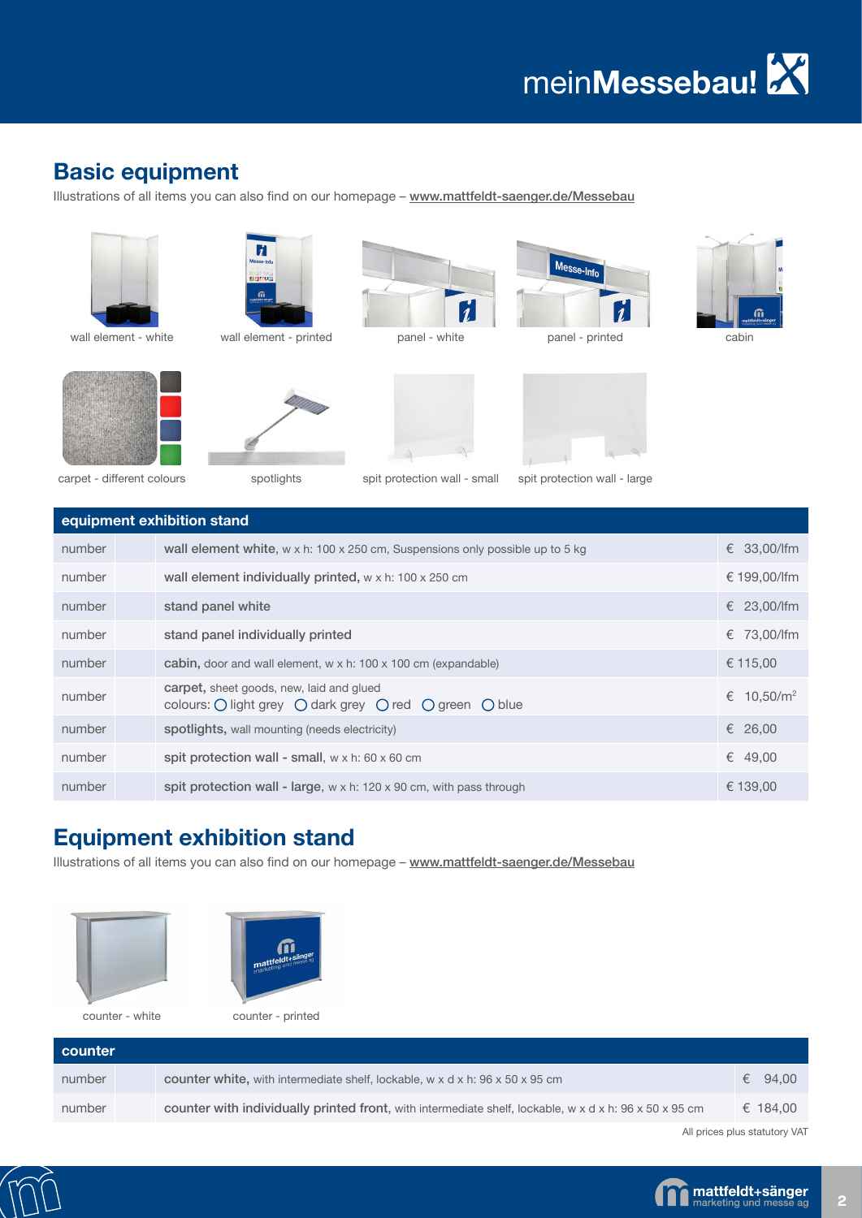## Basic equipment

Illustrations of all items you can also find on our homepage – www.mattfeldt-saenger.de/Messebau

wall element - white

wall element - printed

panel - white

panel - printed

cabin

carpet - different colours

spotlights

spit protection wall - small

spit protection wall - large

| equipment exhibition stand | | | |
|---|---|---|---|
| number | | **wall element white,** w x h: 100 x 250 cm, Suspensions only possible up to 5 kg | € 33,00/lfm |
| number | | **wall element individually printed,** w x h: 100 x 250 cm | € 199,00/lfm |
| number | | **stand panel white** | € 23,00/lfm |
| number | | **stand panel individually printed** | € 73,00/lfm |
| number | | **cabin,** door and wall element, w x h: 100 x 100 cm (expandable) | € 115,00 |
| number | | **carpet,** sheet goods, new, laid and glued<br>colours: ○ light grey ○ dark grey ○ red ○ green ○ blue | € 10,50/m² |
| number | | **spotlights,** wall mounting (needs electricity) | € 26,00 |
| number | | **spit protection wall - small,** w x h: 60 x 60 cm | € 49,00 |
| number | | **spit protection wall - large,** w x h: 120 x 90 cm, with pass through | € 139,00 |

## Equipment exhibition stand

Illustrations of all items you can also find on our homepage – www.mattfeldt-saenger.de/Messebau

counter - white

counter - printed

| counter | | | |
|---|---|---|---|
| number | | **counter white,** with intermediate shelf, lockable, w x d x h: 96 x 50 x 95 cm | € 94,00 |
| number | | **counter with individually printed front,** with intermediate shelf, lockable, w x d x h: 96 x 50 x 95 cm | € 184,00 |

All prices plus statutory VAT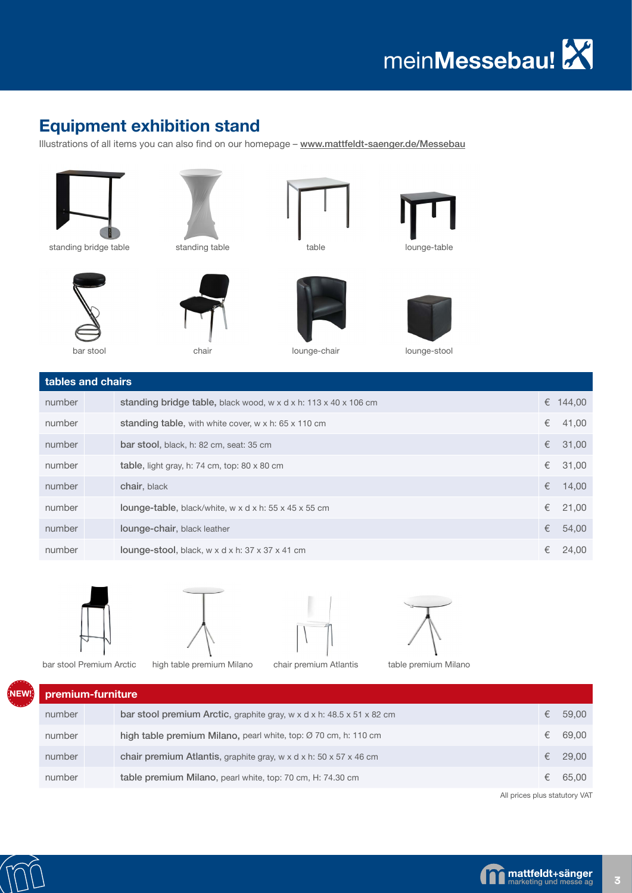## Equipment exhibition stand

Illustrations of all items you can also find on our homepage – www.mattfeldt-saenger.de/Messebau

standing bridge table | standing table | table | lounge-table

bar stool | chair | lounge-chair | lounge-stool

| tables and chairs | | | | |
|---|---|---|---|---|
| number | | **standing bridge table,** black wood, w x d x h: 113 x 40 x 106 cm | € | 144,00 |
| number | | **standing table,** with white cover, w x h: 65 x 110 cm | € | 41,00 |
| number | | **bar stool,** black, h: 82 cm, seat: 35 cm | € | 31,00 |
| number | | **table,** light gray, h: 74 cm, top: 80 x 80 cm | € | 31,00 |
| number | | **chair,** black | € | 14,00 |
| number | | **lounge-table,** black/white, w x d x h: 55 x 45 x 55 cm | € | 21,00 |
| number | | **lounge-chair,** black leather | € | 54,00 |
| number | | **lounge-stool,** black, w x d x h: 37 x 37 x 41 cm | € | 24,00 |

bar stool Premium Arctic | high table premium Milano | chair premium Atlantis | table premium Milano

NEW!

| premium-furniture | | | | |
|---|---|---|---|---|
| number | | **bar stool premium Arctic,** graphite gray, w x d x h: 48.5 x 51 x 82 cm | € | 59,00 |
| number | | **high table premium Milano,** pearl white, top: Ø 70 cm, h: 110 cm | € | 69,00 |
| number | | **chair premium Atlantis,** graphite gray, w x d x h: 50 x 57 x 46 cm | € | 29,00 |
| number | | **table premium Milano,** pearl white, top: 70 cm, H: 74.30 cm | € | 65,00 |

All prices plus statutory VAT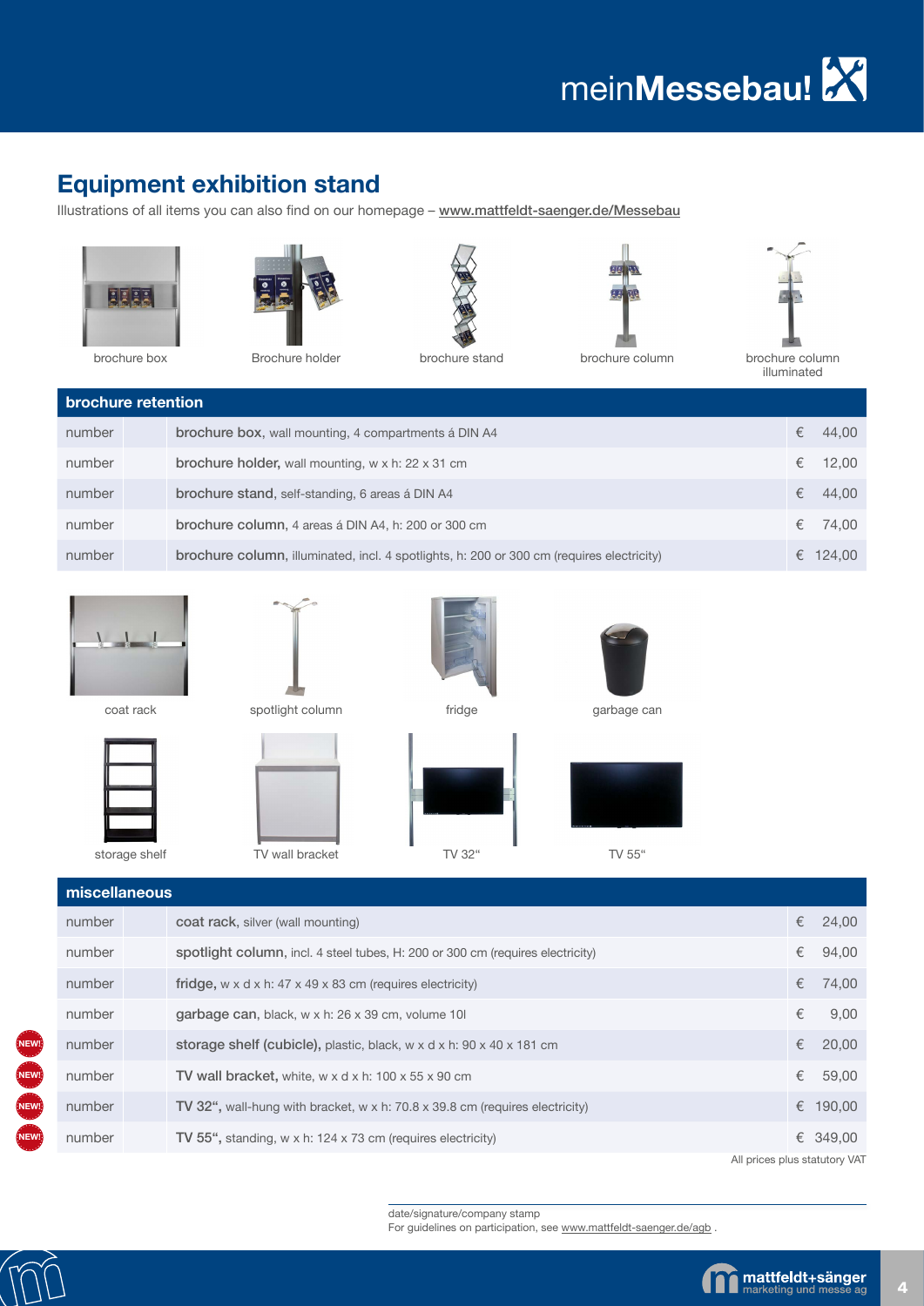# Equipment exhibition stand

Illustrations of all items you can also find on our homepage – www.mattfeldt-saenger.de/Messebau

brochure box    Brochure holder    brochure stand    brochure column    brochure column illuminated

| brochure retention | | | | |
|---|---|---|---|---|
| number | | **brochure box**, wall mounting, 4 compartments á DIN A4 | € | 44,00 |
| number | | **brochure holder**, wall mounting, w x h: 22 x 31 cm | € | 12,00 |
| number | | **brochure stand**, self-standing, 6 areas á DIN A4 | € | 44,00 |
| number | | **brochure column**, 4 areas á DIN A4, h: 200 or 300 cm | € | 74,00 |
| number | | **brochure column**, illuminated, incl. 4 spotlights, h: 200 or 300 cm (requires electricity) | € | 124,00 |

coat rack    spotlight column    fridge    garbage can

storage shelf    TV wall bracket    TV 32“    TV 55“

| miscellaneous | | | | |
|---|---|---|---|---|
| number | | **coat rack**, silver (wall mounting) | € | 24,00 |
| number | | **spotlight column**, incl. 4 steel tubes, H: 200 or 300 cm (requires electricity) | € | 94,00 |
| number | | **fridge**, w x d x h: 47 x 49 x 83 cm (requires electricity) | € | 74,00 |
| number | | **garbage can**, black, w x h: 26 x 39 cm, volume 10l | € | 9,00 |
| NEW! number | | **storage shelf (cubicle),** plastic, black, w x d x h: 90 x 40 x 181 cm | € | 20,00 |
| NEW! number | | **TV wall bracket,** white, w x d x h: 100 x 55 x 90 cm | € | 59,00 |
| NEW! number | | **TV 32“,** wall-hung with bracket, w x h: 70.8 x 39.8 cm (requires electricity) | € | 190,00 |
| NEW! number | | **TV 55“,** standing, w x h: 124 x 73 cm (requires electricity) | € | 349,00 |

All prices plus statutory VAT

date/signature/company stamp

For guidelines on participation, see www.mattfeldt-saenger.de/agb .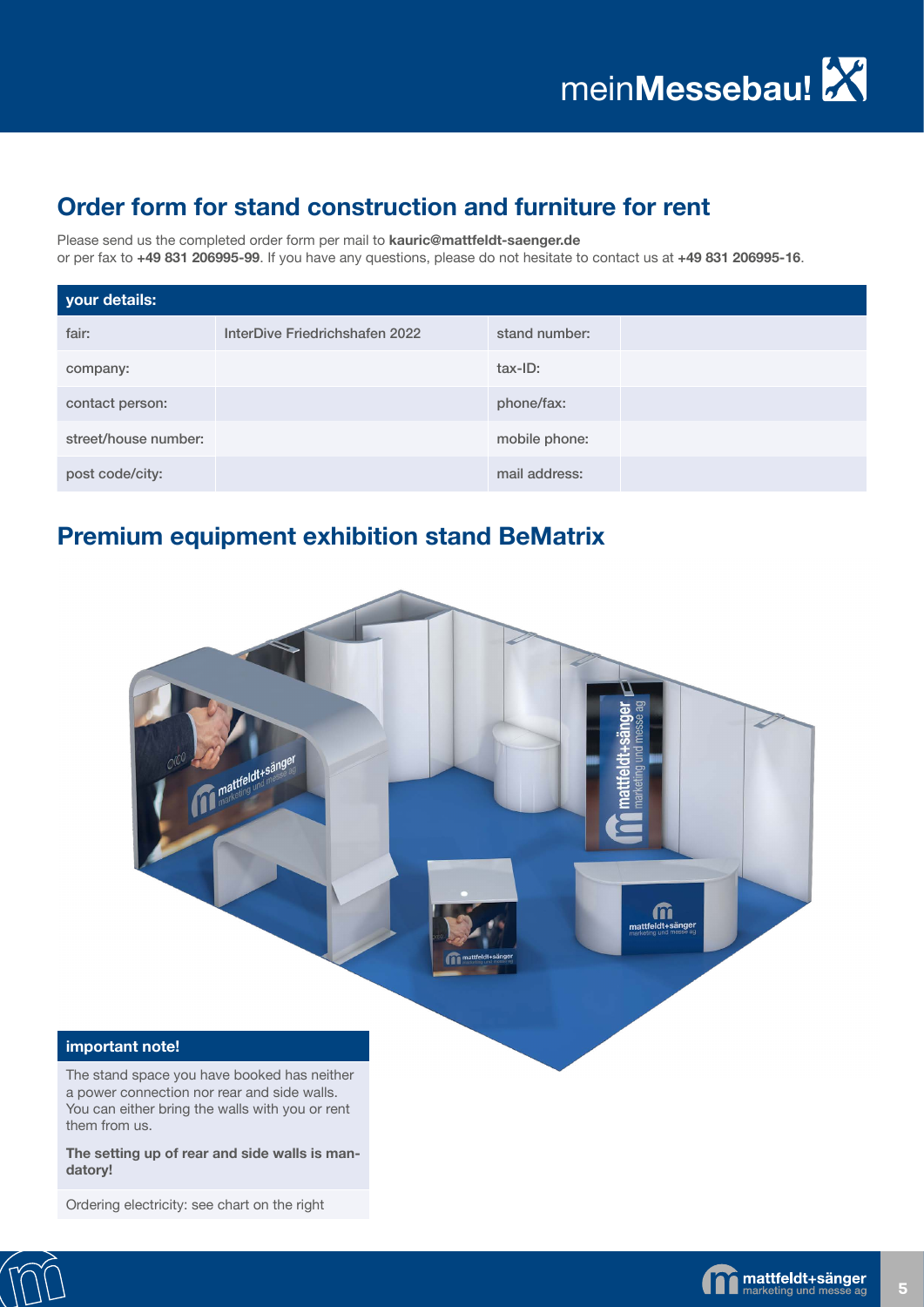## Order form for stand construction and furniture for rent

Please send us the completed order form per mail to **kauric@mattfeldt-saenger.de**
or per fax to **+49 831 206995-99**. If you have any questions, please do not hesitate to contact us at **+49 831 206995-16**.

| your details: | | | |
|---|---|---|---|
| fair: | InterDive Friedrichshafen 2022 | stand number: | |
| company: | | tax-ID: | |
| contact person: | | phone/fax: | |
| street/house number: | | mobile phone: | |
| post code/city: | | mail address: | |

## Premium equipment exhibition stand BeMatrix

**important note!**

The stand space you have booked has neither a power connection nor rear and side walls. You can either bring the walls with you or rent them from us.

**The setting up of rear and side walls is mandatory!**

Ordering electricity: see chart on the right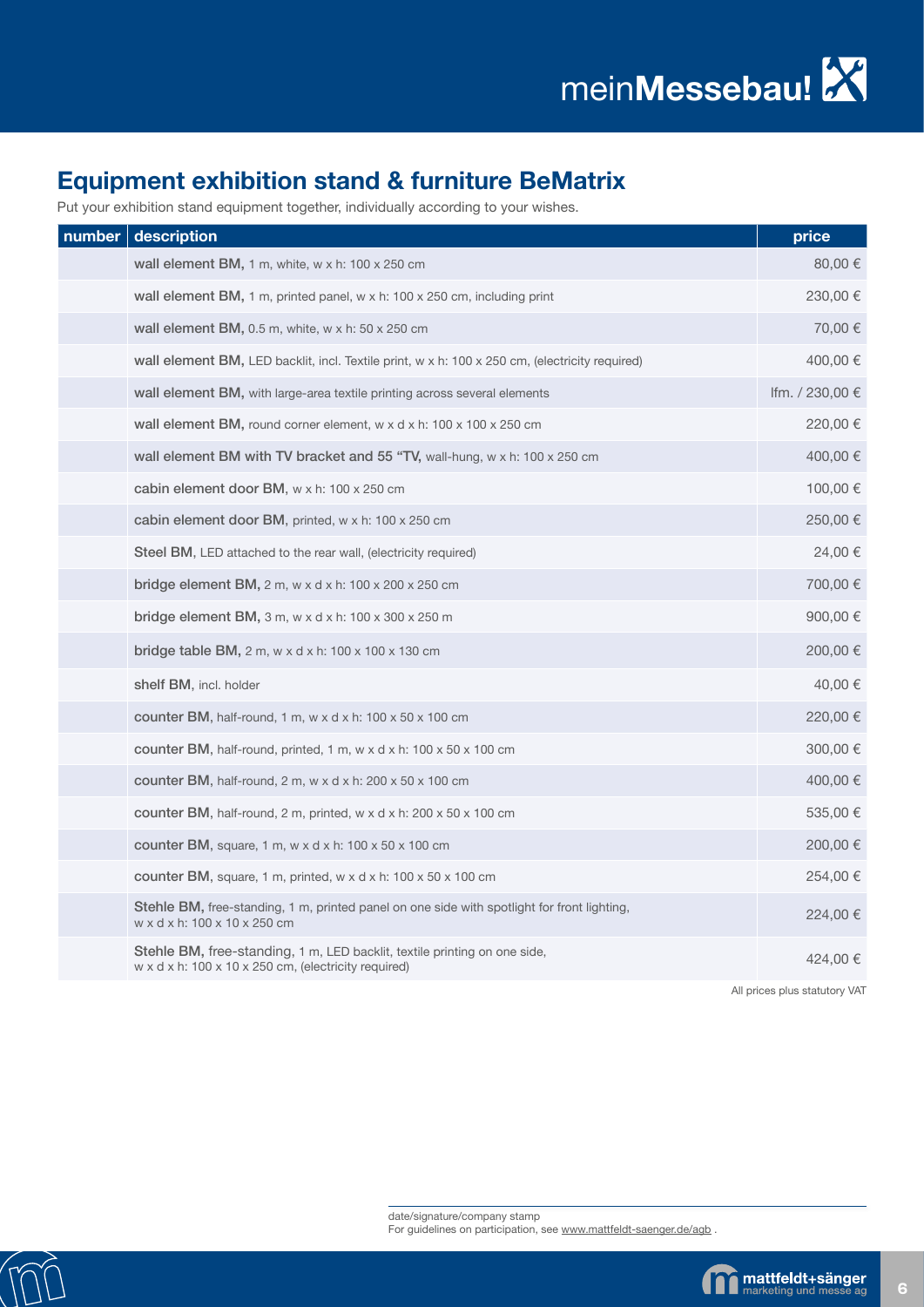## Equipment exhibition stand & furniture BeMatrix

Put your exhibition stand equipment together, individually according to your wishes.

| number | description | price |
|---|---|---|
| | **wall element BM,** 1 m, white, w x h: 100 x 250 cm | 80,00 € |
| | **wall element BM,** 1 m, printed panel, w x h: 100 x 250 cm, including print | 230,00 € |
| | **wall element BM,** 0.5 m, white, w x h: 50 x 250 cm | 70,00 € |
| | **wall element BM,** LED backlit, incl. Textile print, w x h: 100 x 250 cm, (electricity required) | 400,00 € |
| | **wall element BM,** with large-area textile printing across several elements | lfm. / 230,00 € |
| | **wall element BM,** round corner element, w x d x h: 100 x 100 x 250 cm | 220,00 € |
| | **wall element BM with TV bracket and 55 "TV,** wall-hung, w x h: 100 x 250 cm | 400,00 € |
| | **cabin element door BM**, w x h: 100 x 250 cm | 100,00 € |
| | **cabin element door BM**, printed, w x h: 100 x 250 cm | 250,00 € |
| | **Steel BM**, LED attached to the rear wall, (electricity required) | 24,00 € |
| | **bridge element BM,** 2 m, w x d x h: 100 x 200 x 250 cm | 700,00 € |
| | **bridge element BM,** 3 m, w x d x h: 100 x 300 x 250 m | 900,00 € |
| | **bridge table BM,** 2 m, w x d x h: 100 x 100 x 130 cm | 200,00 € |
| | **shelf BM**, incl. holder | 40,00 € |
| | **counter BM**, half-round, 1 m, w x d x h: 100 x 50 x 100 cm | 220,00 € |
| | **counter BM**, half-round, printed, 1 m, w x d x h: 100 x 50 x 100 cm | 300,00 € |
| | **counter BM**, half-round, 2 m, w x d x h: 200 x 50 x 100 cm | 400,00 € |
| | **counter BM**, half-round, 2 m, printed, w x d x h: 200 x 50 x 100 cm | 535,00 € |
| | **counter BM**, square, 1 m, w x d x h: 100 x 50 x 100 cm | 200,00 € |
| | **counter BM**, square, 1 m, printed, w x d x h: 100 x 50 x 100 cm | 254,00 € |
| | **Stehle BM,** free-standing, 1 m, printed panel on one side with spotlight for front lighting, w x d x h: 100 x 10 x 250 cm | 224,00 € |
| | **Stehle BM,** free-standing, 1 m, LED backlit, textile printing on one side, w x d x h: 100 x 10 x 250 cm, (electricity required) | 424,00 € |

All prices plus statutory VAT

date/signature/company stamp

For guidelines on participation, see www.mattfeldt-saenger.de/agb .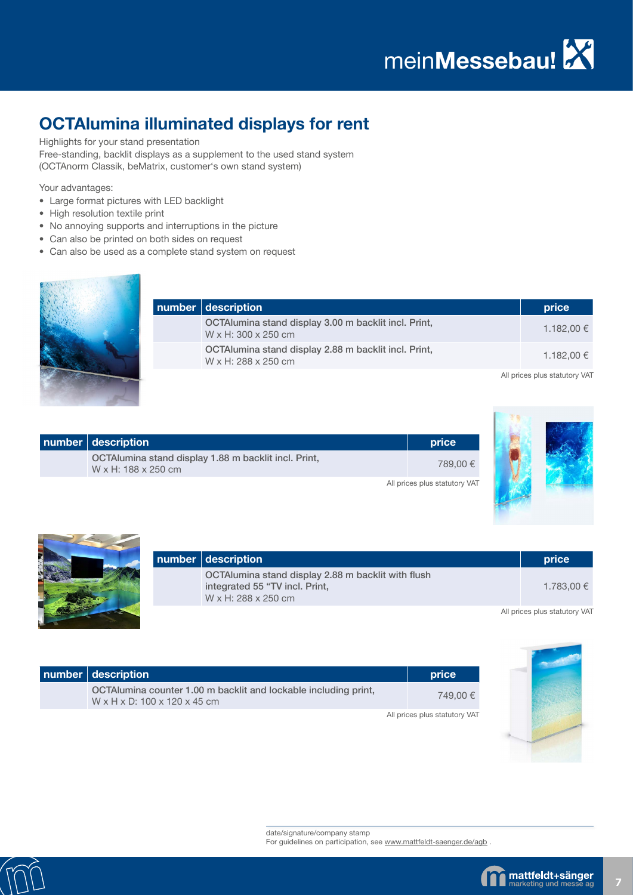# OCTAlumina illuminated displays for rent

Highlights for your stand presentation
Free-standing, backlit displays as a supplement to the used stand system (OCTAnorm Classik, beMatrix, customer's own stand system)

Your advantages:

- Large format pictures with LED backlight
- High resolution textile print
- No annoying supports and interruptions in the picture
- Can also be printed on both sides on request
- Can also be used as a complete stand system on request

| number | description | price |
|---|---|---|
| | **OCTAlumina stand display 3.00 m backlit incl. Print,** W x H: 300 x 250 cm | 1.182,00 € |
| | **OCTAlumina stand display 2.88 m backlit incl. Print,** W x H: 288 x 250 cm | 1.182,00 € |

All prices plus statutory VAT

| number | description | price |
|---|---|---|
| | **OCTAlumina stand display 1.88 m backlit incl. Print,** W x H: 188 x 250 cm | 789,00 € |

All prices plus statutory VAT

| number | description | price |
|---|---|---|
| | **OCTAlumina stand display 2.88 m backlit with flush integrated 55 "TV incl. Print,** W x H: 288 x 250 cm | 1.783,00 € |

All prices plus statutory VAT

| number | description | price |
|---|---|---|
| | **OCTAlumina counter 1.00 m backlit and lockable including print,** W x H x D: 100 x 120 x 45 cm | 749,00 € |

All prices plus statutory VAT

date/signature/company stamp
For guidelines on participation, see www.mattfeldt-saenger.de/agb .